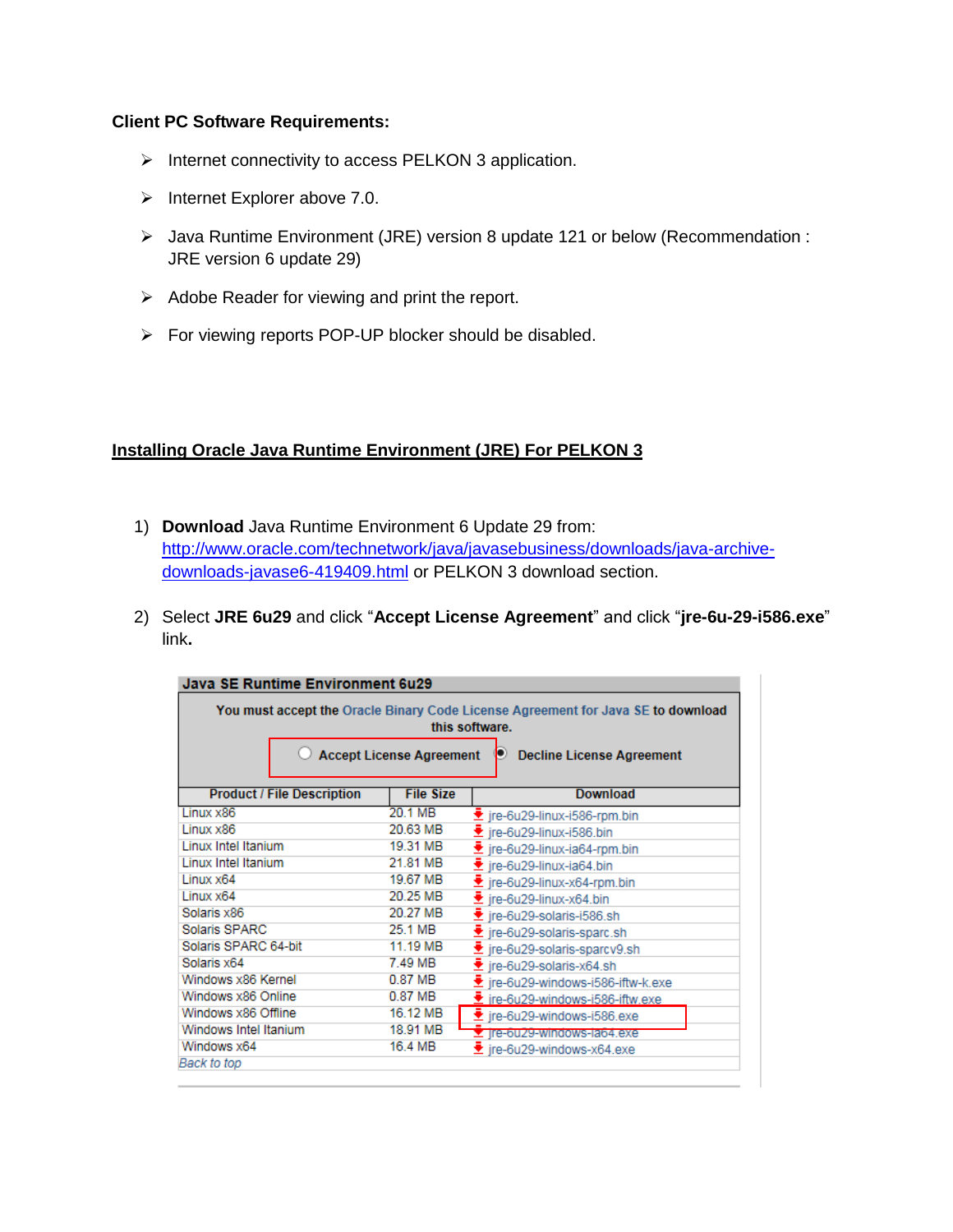**Client PC Software Requirements:**

- Internet connectivity to access PELKON 3 application.
- Internet Explorer above 7.0.
- Java Runtime Environment (JRE) version 8 update 121 or below (Recommendation : JRE version 6 update 29)
- Adobe Reader for viewing and print the report.
- For viewing reports POP-UP blocker should be disabled.

## Installing Oracle Java Runtime Environment (JRE) For PELKON 3

1) **Download** Java Runtime Environment 6 Update 29 from: http://www.oracle.com/technetwork/java/javasebusiness/downloads/java-archive-downloads-javase6-419409.html or PELKON 3 download section.

2) Select **JRE 6u29** and click "**Accept License Agreement**" and click "**jre-6u-29-i586.exe**" link**.**

**Java SE Runtime Environment 6u29**

You must accept the Oracle Binary Code License Agreement for Java SE to download this software.

○ Accept License Agreement ◉ Decline License Agreement

| Product / File Description | File Size | Download |
|---|---|---|
| Linux x86 | 20.1 MB | jre-6u29-linux-i586-rpm.bin |
| Linux x86 | 20.63 MB | jre-6u29-linux-i586.bin |
| Linux Intel Itanium | 19.31 MB | jre-6u29-linux-ia64-rpm.bin |
| Linux Intel Itanium | 21.81 MB | jre-6u29-linux-ia64.bin |
| Linux x64 | 19.67 MB | jre-6u29-linux-x64-rpm.bin |
| Linux x64 | 20.25 MB | jre-6u29-linux-x64.bin |
| Solaris x86 | 20.27 MB | jre-6u29-solaris-i586.sh |
| Solaris SPARC | 25.1 MB | jre-6u29-solaris-sparc.sh |
| Solaris SPARC 64-bit | 11.19 MB | jre-6u29-solaris-sparcv9.sh |
| Solaris x64 | 7.49 MB | jre-6u29-solaris-x64.sh |
| Windows x86 Kernel | 0.87 MB | jre-6u29-windows-i586-iftw-k.exe |
| Windows x86 Online | 0.87 MB | jre-6u29-windows-i586-iftw.exe |
| Windows x86 Offline | 16.12 MB | jre-6u29-windows-i586.exe |
| Windows Intel Itanium | 18.91 MB | jre-6u29-windows-ia64.exe |
| Windows x64 | 16.4 MB | jre-6u29-windows-x64.exe |

Back to top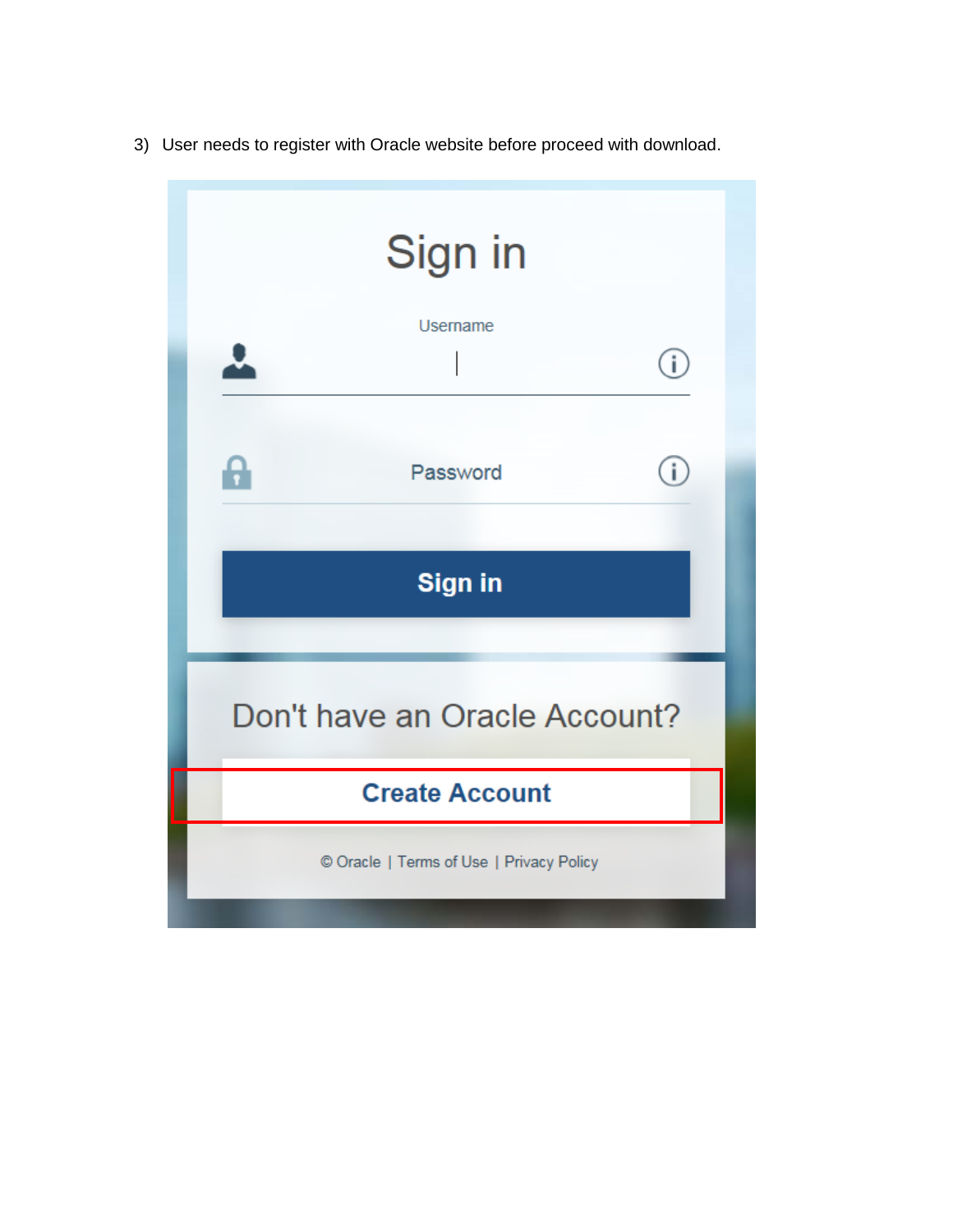3) User needs to register with Oracle website before proceed with download.

Sign in

Username

Password

Sign in

Don't have an Oracle Account?

Create Account

© Oracle | Terms of Use | Privacy Policy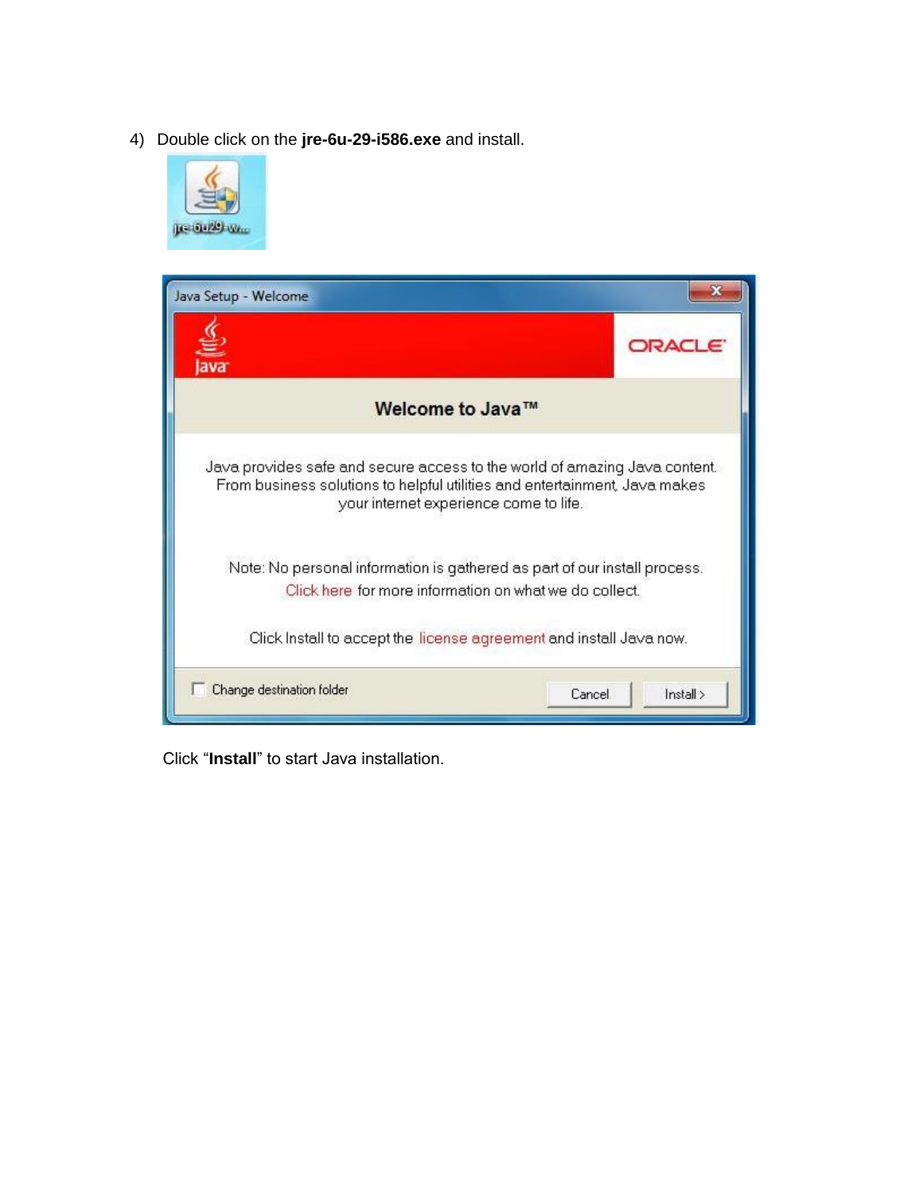4) Double click on the **jre-6u-29-i586.exe** and install.

Click "**Install**" to start Java installation.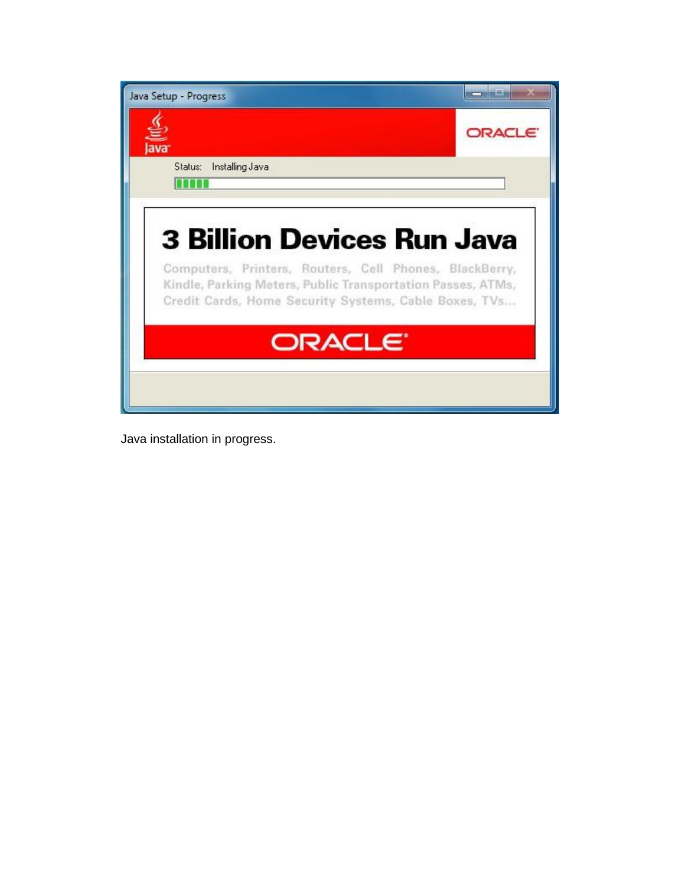Java installation in progress.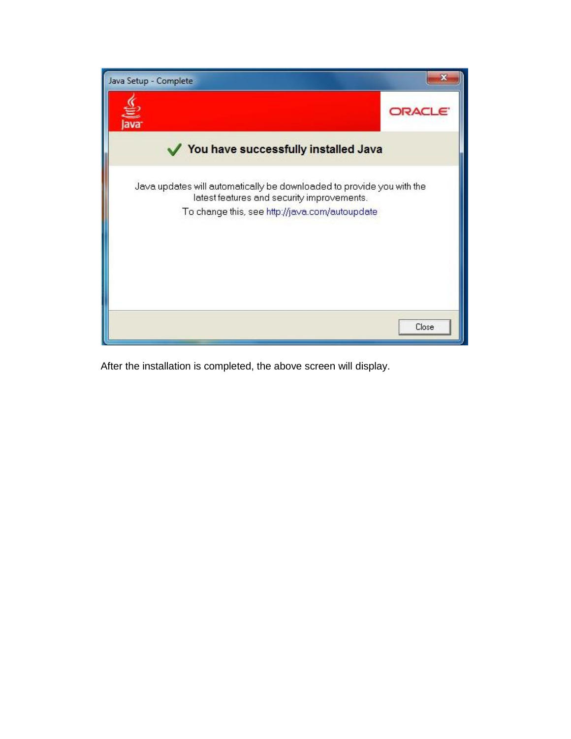After the installation is completed, the above screen will display.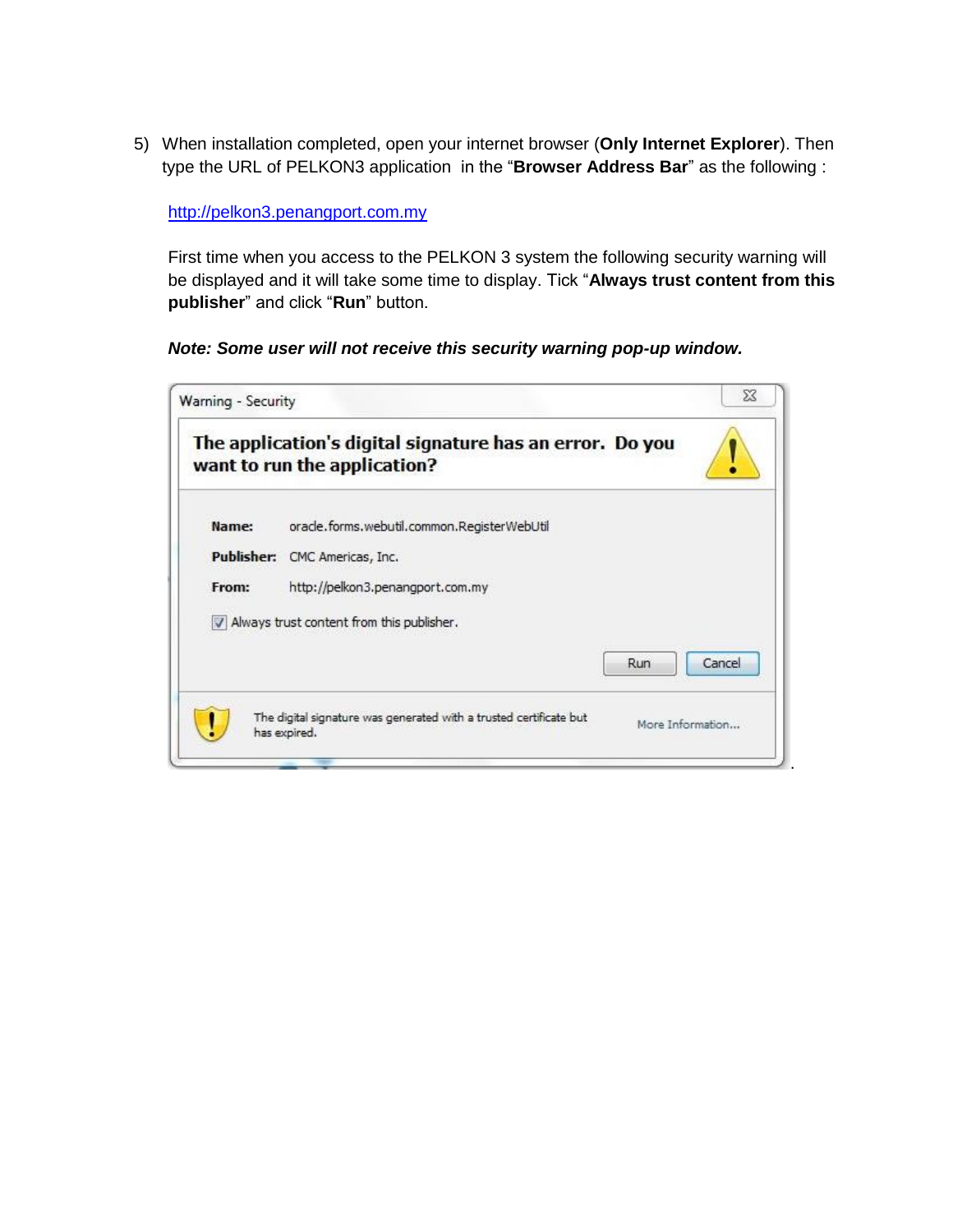5) When installation completed, open your internet browser (**Only Internet Explorer**). Then type the URL of PELKON3 application in the "**Browser Address Bar**" as the following :

   http://pelkon3.penangport.com.my

   First time when you access to the PELKON 3 system the following security warning will be displayed and it will take some time to display. Tick "**Always trust content from this publisher**" and click "**Run**" button.

   ***Note: Some user will not receive this security warning pop-up window.***

Warning - Security

**The application's digital signature has an error. Do you want to run the application?**

**Name:** oracle.forms.webutil.common.RegisterWebUtil

**Publisher:** CMC Americas, Inc.

**From:** http://pelkon3.penangport.com.my

☑ Always trust content from this publisher.

Run | Cancel

The digital signature was generated with a trusted certificate but has expired.

More Information...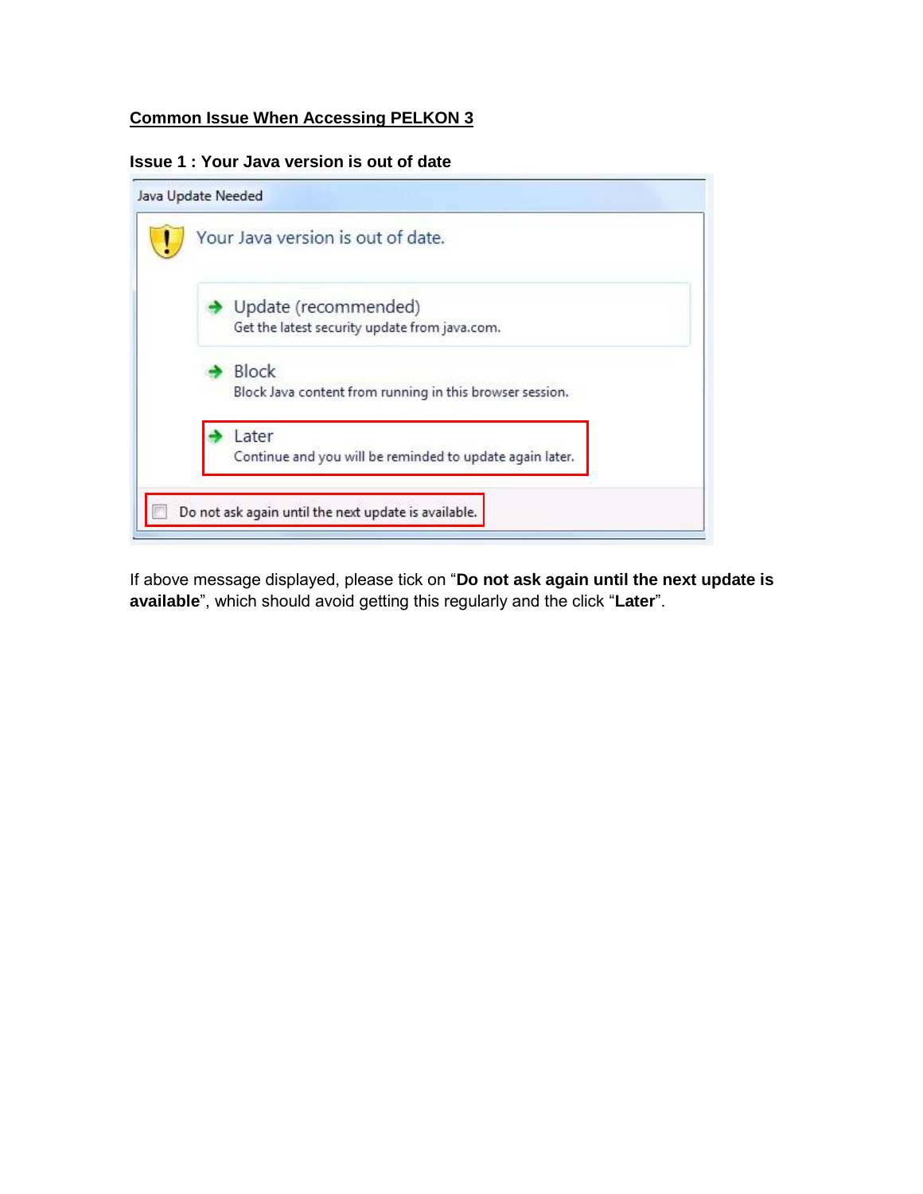## Common Issue When Accessing PELKON 3

### Issue 1 : Your Java version is out of date

Java Update Needed

Your Java version is out of date.

- Update (recommended)
  Get the latest security update from java.com.
- Block
  Block Java content from running in this browser session.
- Later
  Continue and you will be reminded to update again later.

Do not ask again until the next update is available.

If above message displayed, please tick on "**Do not ask again until the next update is available**", which should avoid getting this regularly and the click "**Later**".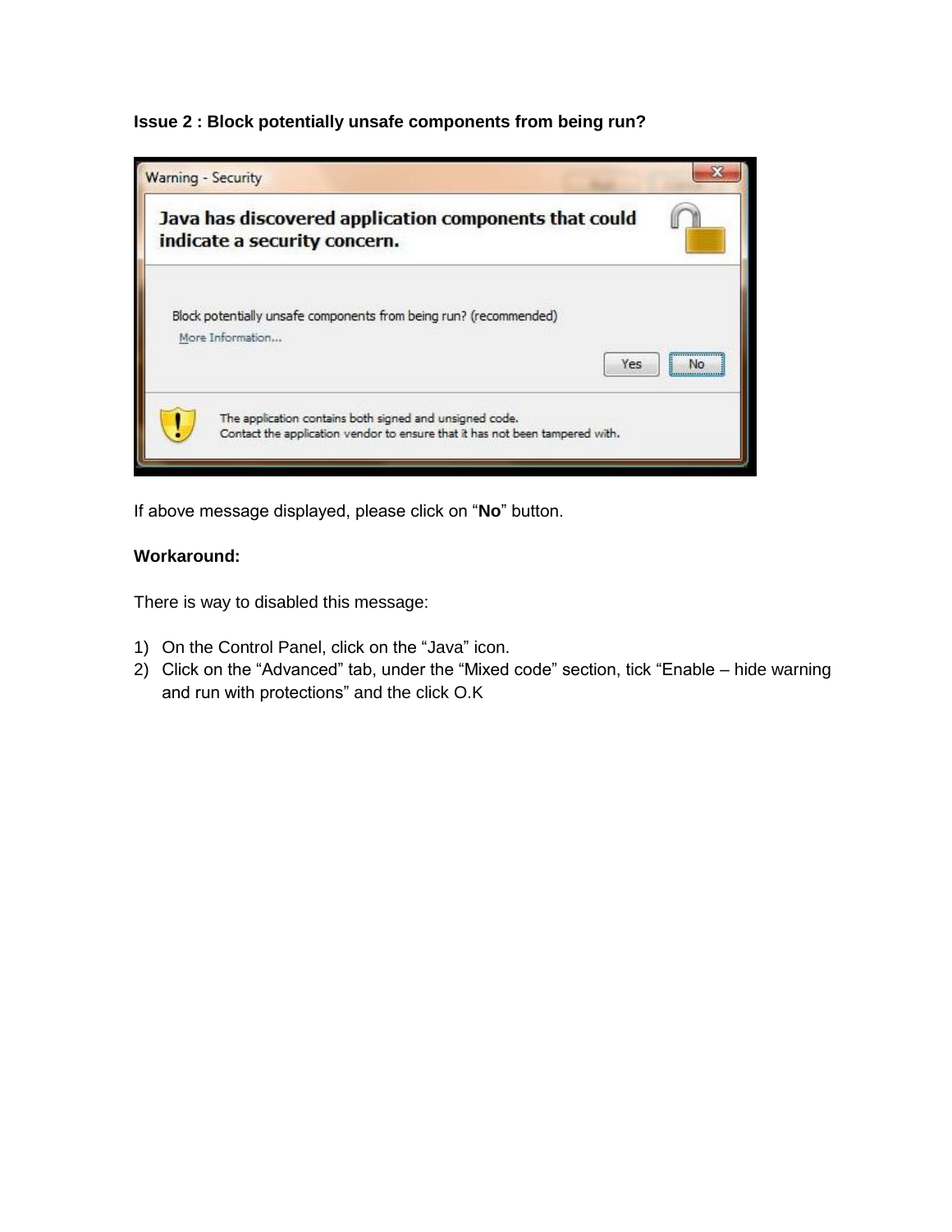**Issue 2 : Block potentially unsafe components from being run?**

If above message displayed, please click on “**No**” button.

**Workaround:**

There is way to disabled this message:

1) On the Control Panel, click on the “Java” icon.
2) Click on the “Advanced” tab, under the “Mixed code” section, tick “Enable – hide warning and run with protections” and the click O.K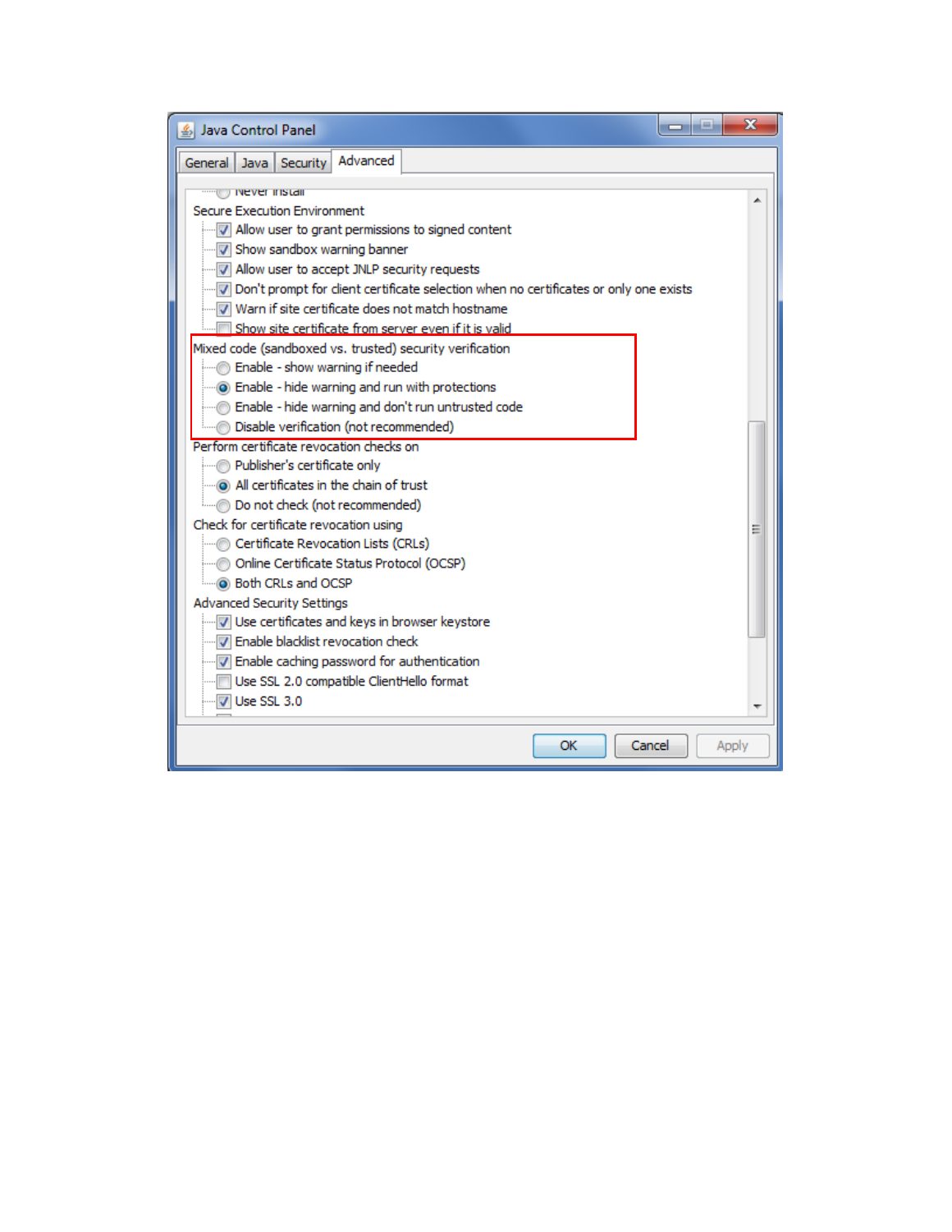Java Control Panel

General | Java | Security | Advanced

Never install

Secure Execution Environment

- [x] Allow user to grant permissions to signed content
- [x] Show sandbox warning banner
- [x] Allow user to accept JNLP security requests
- [x] Don't prompt for client certificate selection when no certificates or only one exists
- [x] Warn if site certificate does not match hostname
- [ ] Show site certificate from server even if it is valid

Mixed code (sandboxed vs. trusted) security verification

- ( ) Enable - show warning if needed
- (•) Enable - hide warning and run with protections
- ( ) Enable - hide warning and don't run untrusted code
- ( ) Disable verification (not recommended)

Perform certificate revocation checks on

- ( ) Publisher's certificate only
- (•) All certificates in the chain of trust
- ( ) Do not check (not recommended)

Check for certificate revocation using

- ( ) Certificate Revocation Lists (CRLs)
- ( ) Online Certificate Status Protocol (OCSP)
- (•) Both CRLs and OCSP

Advanced Security Settings

- [x] Use certificates and keys in browser keystore
- [x] Enable blacklist revocation check
- [x] Enable caching password for authentication
- [ ] Use SSL 2.0 compatible ClientHello format
- [x] Use SSL 3.0

OK | Cancel | Apply